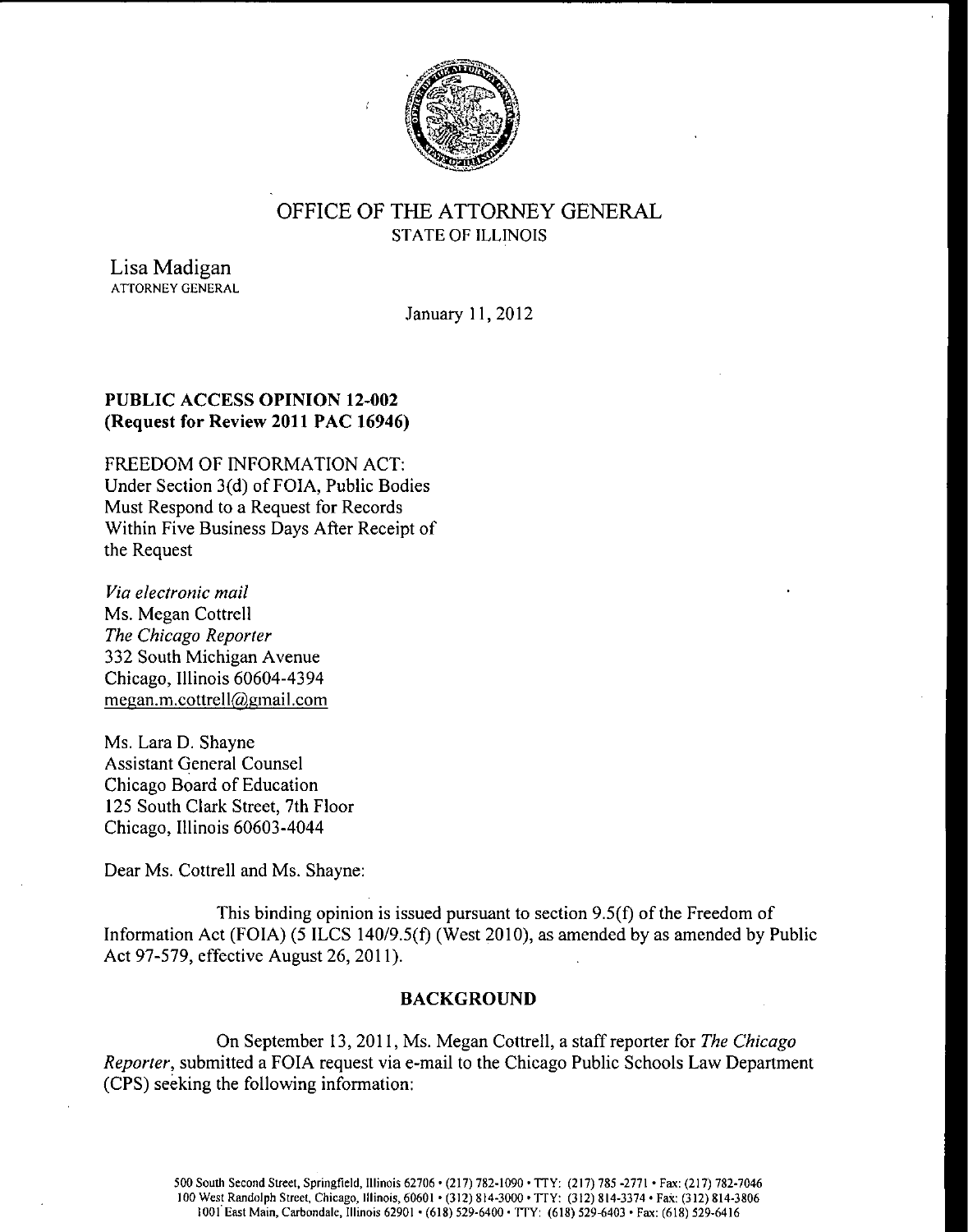# OFFICE OF THE ATTORNEY GENERAL
STATE OF ILLINOIS

Lisa Madigan
ATTORNEY GENERAL

January 11, 2012

**PUBLIC ACCESS OPINION 12-002**
**(Request for Review 2011 PAC 16946)**

FREEDOM OF INFORMATION ACT:
Under Section 3(d) of FOIA, Public Bodies
Must Respond to a Request for Records
Within Five Business Days After Receipt of
the Request

*Via electronic mail*
Ms. Megan Cottrell
*The Chicago Reporter*
332 South Michigan Avenue
Chicago, Illinois 60604-4394
megan.m.cottrell@gmail.com

Ms. Lara D. Shayne
Assistant General Counsel
Chicago Board of Education
125 South Clark Street, 7th Floor
Chicago, Illinois 60603-4044

Dear Ms. Cottrell and Ms. Shayne:

This binding opinion is issued pursuant to section 9.5(f) of the Freedom of Information Act (FOIA) (5 ILCS 140/9.5(f) (West 2010), as amended by as amended by Public Act 97-579, effective August 26, 2011).

## BACKGROUND

On September 13, 2011, Ms. Megan Cottrell, a staff reporter for *The Chicago Reporter*, submitted a FOIA request via e-mail to the Chicago Public Schools Law Department (CPS) seeking the following information:

500 South Second Street, Springfield, Illinois 62706 • (217) 782-1090 • TTY: (217) 785-2771 • Fax: (217) 782-7046
100 West Randolph Street, Chicago, Illinois, 60601 • (312) 814-3000 • TTY: (312) 814-3374 • Fax: (312) 814-3806
1001 East Main, Carbondale, Illinois 62901 • (618) 529-6400 • TTY: (618) 529-6403 • Fax: (618) 529-6416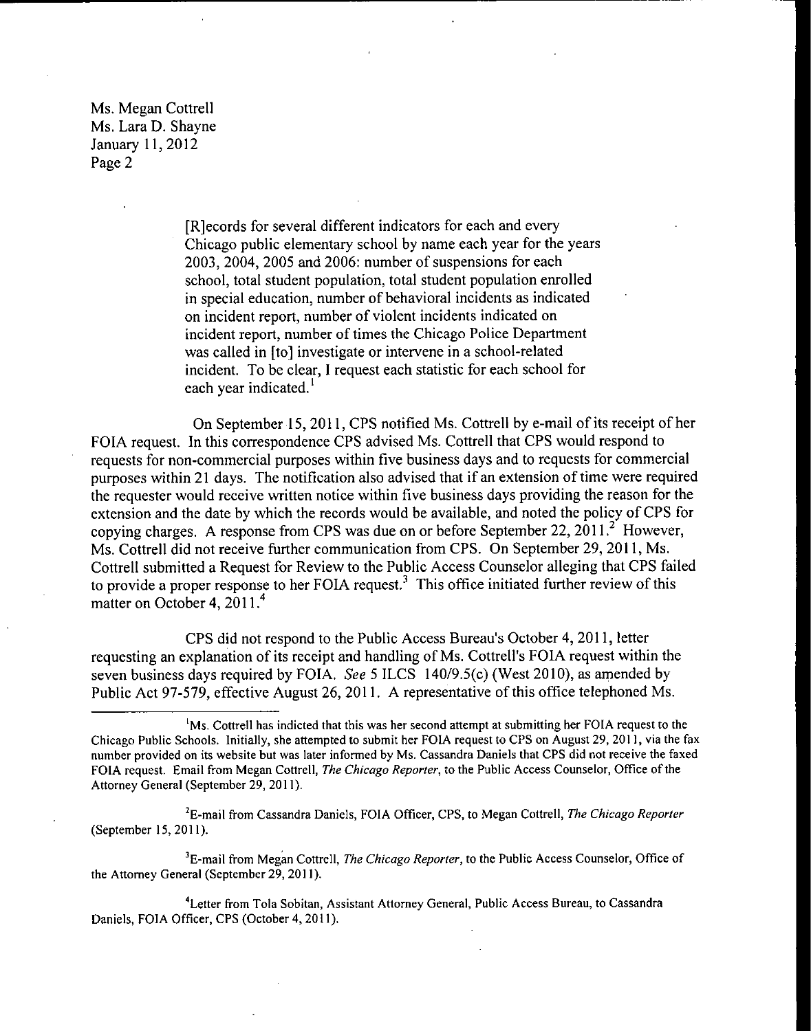> [R]ecords for several different indicators for each and every Chicago public elementary school by name each year for the years 2003, 2004, 2005 and 2006: number of suspensions for each school, total student population, total student population enrolled in special education, number of behavioral incidents as indicated on incident report, number of violent incidents indicated on incident report, number of times the Chicago Police Department was called in [to] investigate or intervene in a school-related incident. To be clear, I request each statistic for each school for each year indicated.[1]

On September 15, 2011, CPS notified Ms. Cottrell by e-mail of its receipt of her FOIA request. In this correspondence CPS advised Ms. Cottrell that CPS would respond to requests for non-commercial purposes within five business days and to requests for commercial purposes within 21 days. The notification also advised that if an extension of time were required the requester would receive written notice within five business days providing the reason for the extension and the date by which the records would be available, and noted the policy of CPS for copying charges. A response from CPS was due on or before September 22, 2011.[2] However, Ms. Cottrell did not receive further communication from CPS. On September 29, 2011, Ms. Cottrell submitted a Request for Review to the Public Access Counselor alleging that CPS failed to provide a proper response to her FOIA request.[3] This office initiated further review of this matter on October 4, 2011.[4]

CPS did not respond to the Public Access Bureau's October 4, 2011, letter requesting an explanation of its receipt and handling of Ms. Cottrell's FOIA request within the seven business days required by FOIA. *See* 5 ILCS 140/9.5(c) (West 2010), as amended by Public Act 97-579, effective August 26, 2011. A representative of this office telephoned Ms.

---

[1] Ms. Cottrell has indicted that this was her second attempt at submitting her FOIA request to the Chicago Public Schools. Initially, she attempted to submit her FOIA request to CPS on August 29, 2011, via the fax number provided on its website but was later informed by Ms. Cassandra Daniels that CPS did not receive the faxed FOIA request. Email from Megan Cottrell, *The Chicago Reporter*, to the Public Access Counselor, Office of the Attorney General (September 29, 2011).

[2] E-mail from Cassandra Daniels, FOIA Officer, CPS, to Megan Cottrell, *The Chicago Reporter* (September 15, 2011).

[3] E-mail from Megan Cottrell, *The Chicago Reporter*, to the Public Access Counselor, Office of the Attorney General (September 29, 2011).

[4] Letter from Tola Sobitan, Assistant Attorney General, Public Access Bureau, to Cassandra Daniels, FOIA Officer, CPS (October 4, 2011).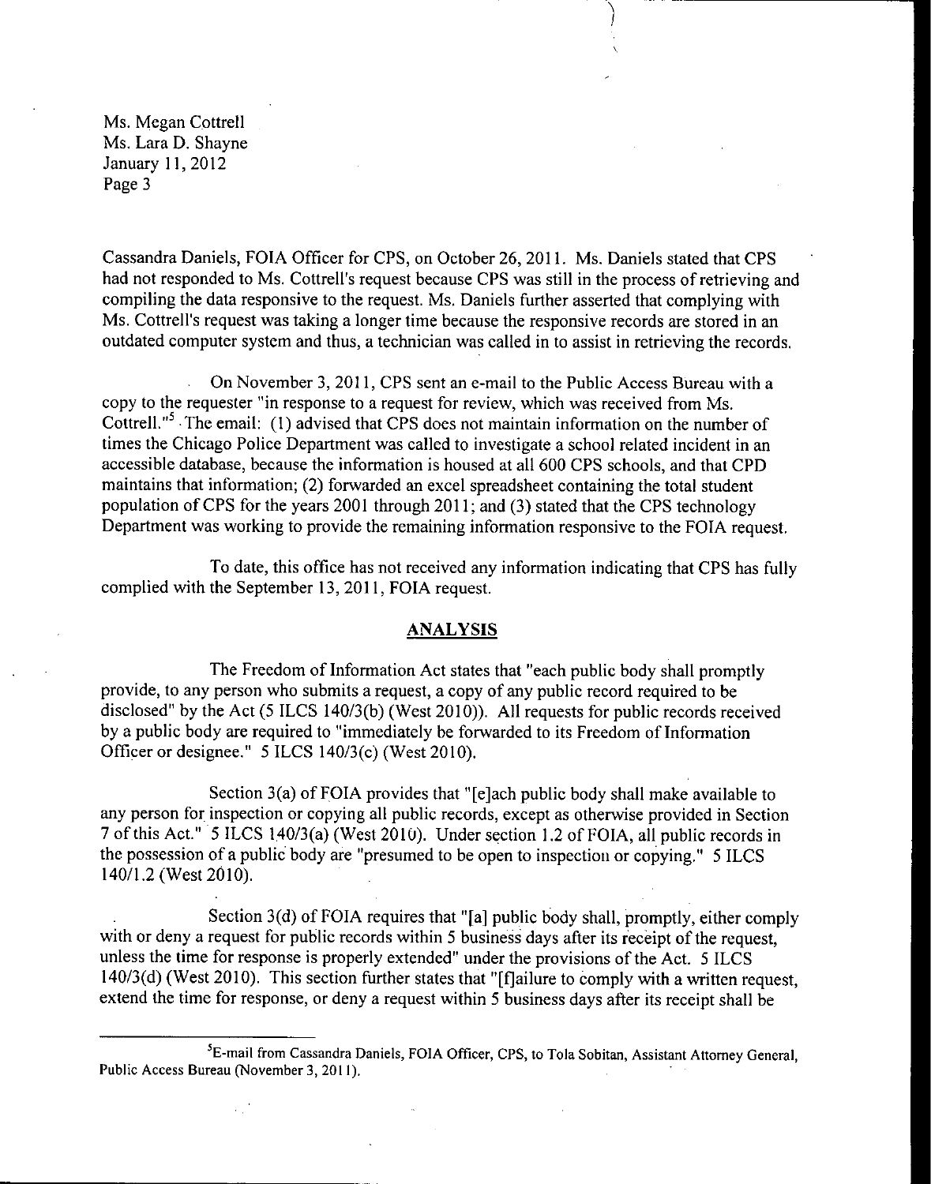Ms. Megan Cottrell
Ms. Lara D. Shayne
January 11, 2012

Cassandra Daniels, FOIA Officer for CPS, on October 26, 2011. Ms. Daniels stated that CPS had not responded to Ms. Cottrell's request because CPS was still in the process of retrieving and compiling the data responsive to the request. Ms. Daniels further asserted that complying with Ms. Cottrell's request was taking a longer time because the responsive records are stored in an outdated computer system and thus, a technician was called in to assist in retrieving the records.

On November 3, 2011, CPS sent an e-mail to the Public Access Bureau with a copy to the requester "in response to a request for review, which was received from Ms. Cottrell."[5] The email: (1) advised that CPS does not maintain information on the number of times the Chicago Police Department was called to investigate a school related incident in an accessible database, because the information is housed at all 600 CPS schools, and that CPD maintains that information; (2) forwarded an excel spreadsheet containing the total student population of CPS for the years 2001 through 2011; and (3) stated that the CPS technology Department was working to provide the remaining information responsive to the FOIA request.

To date, this office has not received any information indicating that CPS has fully complied with the September 13, 2011, FOIA request.

## ANALYSIS

The Freedom of Information Act states that "each public body shall promptly provide, to any person who submits a request, a copy of any public record required to be disclosed" by the Act (5 ILCS 140/3(b) (West 2010)). All requests for public records received by a public body are required to "immediately be forwarded to its Freedom of Information Officer or designee." 5 ILCS 140/3(c) (West 2010).

Section 3(a) of FOIA provides that "[e]ach public body shall make available to any person for inspection or copying all public records, except as otherwise provided in Section 7 of this Act." 5 ILCS 140/3(a) (West 2010). Under section 1.2 of FOIA, all public records in the possession of a public body are "presumed to be open to inspection or copying." 5 ILCS 140/1.2 (West 2010).

Section 3(d) of FOIA requires that "[a] public body shall, promptly, either comply with or deny a request for public records within 5 business days after its receipt of the request, unless the time for response is properly extended" under the provisions of the Act. 5 ILCS 140/3(d) (West 2010). This section further states that "[f]ailure to comply with a written request, extend the time for response, or deny a request within 5 business days after its receipt shall be

---

[5] E-mail from Cassandra Daniels, FOIA Officer, CPS, to Tola Sobitan, Assistant Attorney General, Public Access Bureau (November 3, 2011).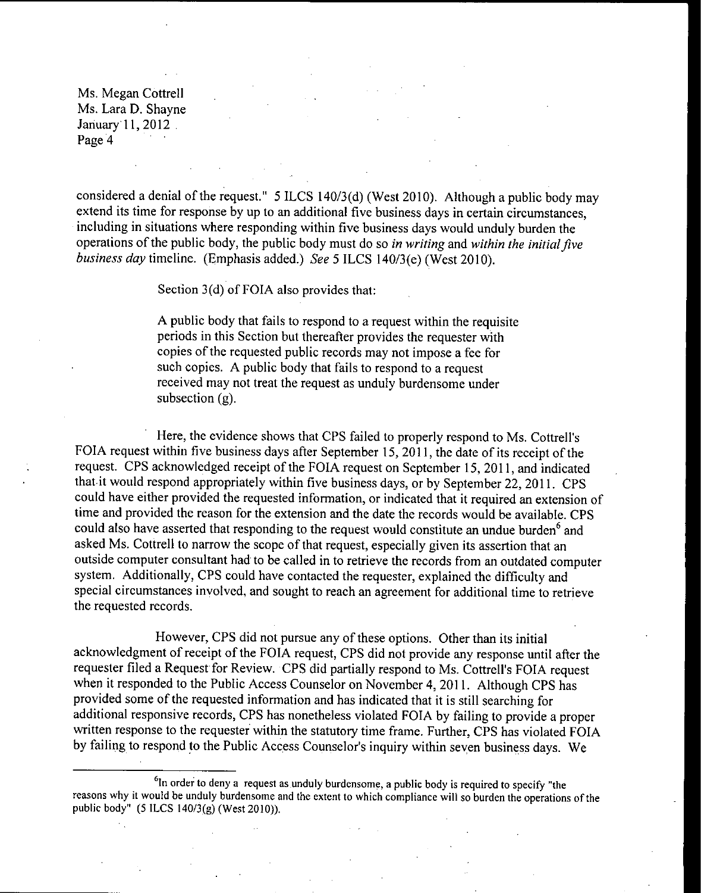considered a denial of the request." 5 ILCS 140/3(d) (West 2010). Although a public body may extend its time for response by up to an additional five business days in certain circumstances, including in situations where responding within five business days would unduly burden the operations of the public body, the public body must do so *in writing* and *within the initial five business day* timeline. (Emphasis added.) *See* 5 ILCS 140/3(e) (West 2010).

Section 3(d) of FOIA also provides that:

> A public body that fails to respond to a request within the requisite periods in this Section but thereafter provides the requester with copies of the requested public records may not impose a fee for such copies. A public body that fails to respond to a request received may not treat the request as unduly burdensome under subsection (g).

Here, the evidence shows that CPS failed to properly respond to Ms. Cottrell's FOIA request within five business days after September 15, 2011, the date of its receipt of the request. CPS acknowledged receipt of the FOIA request on September 15, 2011, and indicated that it would respond appropriately within five business days, or by September 22, 2011. CPS could have either provided the requested information, or indicated that it required an extension of time and provided the reason for the extension and the date the records would be available. CPS could also have asserted that responding to the request would constitute an undue burden[6] and asked Ms. Cottrell to narrow the scope of that request, especially given its assertion that an outside computer consultant had to be called in to retrieve the records from an outdated computer system. Additionally, CPS could have contacted the requester, explained the difficulty and special circumstances involved, and sought to reach an agreement for additional time to retrieve the requested records.

However, CPS did not pursue any of these options. Other than its initial acknowledgment of receipt of the FOIA request, CPS did not provide any response until after the requester filed a Request for Review. CPS did partially respond to Ms. Cottrell's FOIA request when it responded to the Public Access Counselor on November 4, 2011. Although CPS has provided some of the requested information and has indicated that it is still searching for additional responsive records, CPS has nonetheless violated FOIA by failing to provide a proper written response to the requester within the statutory time frame. Further, CPS has violated FOIA by failing to respond to the Public Access Counselor's inquiry within seven business days. We

---

[6] In order to deny a request as unduly burdensome, a public body is required to specify "the reasons why it would be unduly burdensome and the extent to which compliance will so burden the operations of the public body" (5 ILCS 140/3(g) (West 2010)).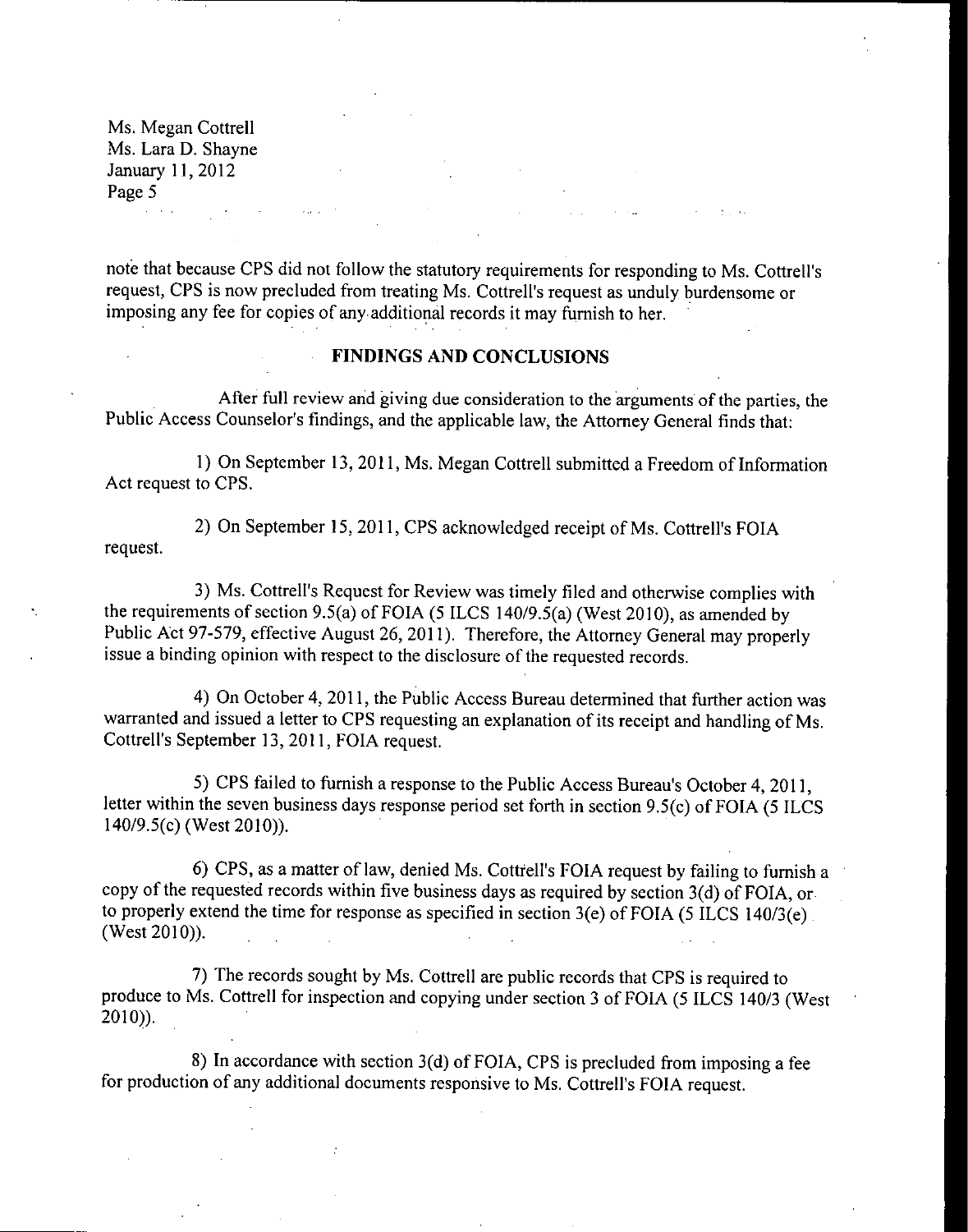note that because CPS did not follow the statutory requirements for responding to Ms. Cottrell's request, CPS is now precluded from treating Ms. Cottrell's request as unduly burdensome or imposing any fee for copies of any additional records it may furnish to her.

## FINDINGS AND CONCLUSIONS

After full review and giving due consideration to the arguments of the parties, the Public Access Counselor's findings, and the applicable law, the Attorney General finds that:

1) On September 13, 2011, Ms. Megan Cottrell submitted a Freedom of Information Act request to CPS.

2) On September 15, 2011, CPS acknowledged receipt of Ms. Cottrell's FOIA request.

3) Ms. Cottrell's Request for Review was timely filed and otherwise complies with the requirements of section 9.5(a) of FOIA (5 ILCS 140/9.5(a) (West 2010), as amended by Public Act 97-579, effective August 26, 2011). Therefore, the Attorney General may properly issue a binding opinion with respect to the disclosure of the requested records.

4) On October 4, 2011, the Public Access Bureau determined that further action was warranted and issued a letter to CPS requesting an explanation of its receipt and handling of Ms. Cottrell's September 13, 2011, FOIA request.

5) CPS failed to furnish a response to the Public Access Bureau's October 4, 2011, letter within the seven business days response period set forth in section 9.5(c) of FOIA (5 ILCS 140/9.5(c) (West 2010)).

6) CPS, as a matter of law, denied Ms. Cottrell's FOIA request by failing to furnish a copy of the requested records within five business days as required by section 3(d) of FOIA, or to properly extend the time for response as specified in section 3(e) of FOIA (5 ILCS 140/3(e) (West 2010)).

7) The records sought by Ms. Cottrell are public records that CPS is required to produce to Ms. Cottrell for inspection and copying under section 3 of FOIA (5 ILCS 140/3 (West 2010)).

8) In accordance with section 3(d) of FOIA, CPS is precluded from imposing a fee for production of any additional documents responsive to Ms. Cottrell's FOIA request.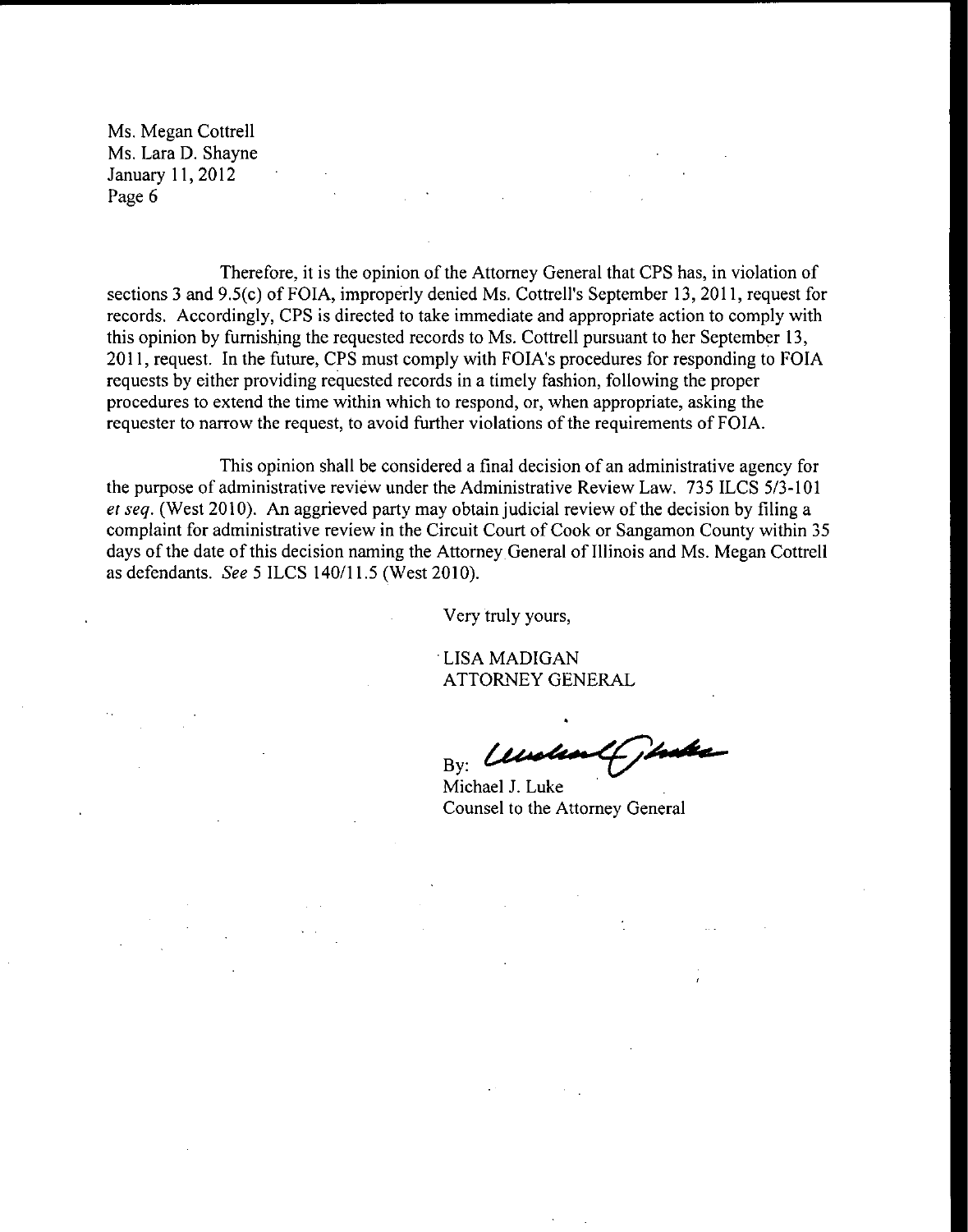Ms. Megan Cottrell
Ms. Lara D. Shayne
January 11, 2012
Page 6

Therefore, it is the opinion of the Attorney General that CPS has, in violation of sections 3 and 9.5(c) of FOIA, improperly denied Ms. Cottrell's September 13, 2011, request for records. Accordingly, CPS is directed to take immediate and appropriate action to comply with this opinion by furnishing the requested records to Ms. Cottrell pursuant to her September 13, 2011, request. In the future, CPS must comply with FOIA's procedures for responding to FOIA requests by either providing requested records in a timely fashion, following the proper procedures to extend the time within which to respond, or, when appropriate, asking the requester to narrow the request, to avoid further violations of the requirements of FOIA.

This opinion shall be considered a final decision of an administrative agency for the purpose of administrative review under the Administrative Review Law. 735 ILCS 5/3-101 *et seq.* (West 2010). An aggrieved party may obtain judicial review of the decision by filing a complaint for administrative review in the Circuit Court of Cook or Sangamon County within 35 days of the date of this decision naming the Attorney General of Illinois and Ms. Megan Cottrell as defendants. *See* 5 ILCS 140/11.5 (West 2010).

Very truly yours,

LISA MADIGAN
ATTORNEY GENERAL

By: 

Michael J. Luke
Counsel to the Attorney General